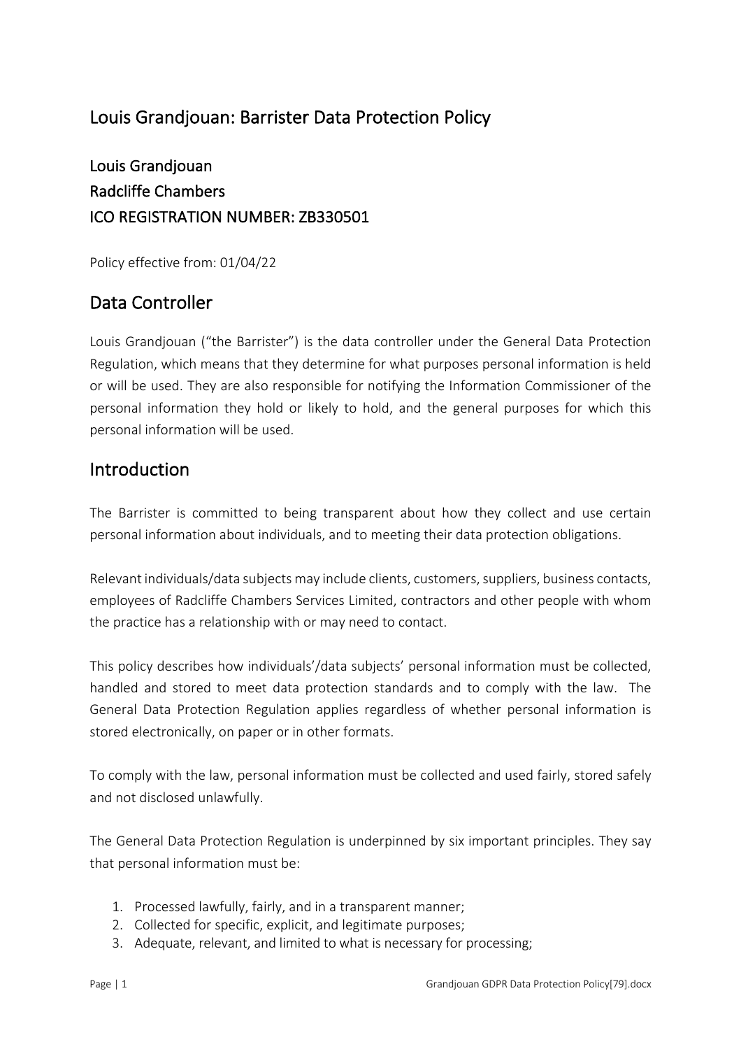# Louis Grandjouan: Barrister Data Protection Policy

## Louis Grandjouan
## Radcliffe Chambers
## ICO REGISTRATION NUMBER: ZB330501

Policy effective from: 01/04/22

## Data Controller

Louis Grandjouan ("the Barrister") is the data controller under the General Data Protection Regulation, which means that they determine for what purposes personal information is held or will be used. They are also responsible for notifying the Information Commissioner of the personal information they hold or likely to hold, and the general purposes for which this personal information will be used.

## Introduction

The Barrister is committed to being transparent about how they collect and use certain personal information about individuals, and to meeting their data protection obligations.

Relevant individuals/data subjects may include clients, customers, suppliers, business contacts, employees of Radcliffe Chambers Services Limited, contractors and other people with whom the practice has a relationship with or may need to contact.

This policy describes how individuals'/data subjects' personal information must be collected, handled and stored to meet data protection standards and to comply with the law. The General Data Protection Regulation applies regardless of whether personal information is stored electronically, on paper or in other formats.

To comply with the law, personal information must be collected and used fairly, stored safely and not disclosed unlawfully.

The General Data Protection Regulation is underpinned by six important principles. They say that personal information must be:

1. Processed lawfully, fairly, and in a transparent manner;
2. Collected for specific, explicit, and legitimate purposes;
3. Adequate, relevant, and limited to what is necessary for processing;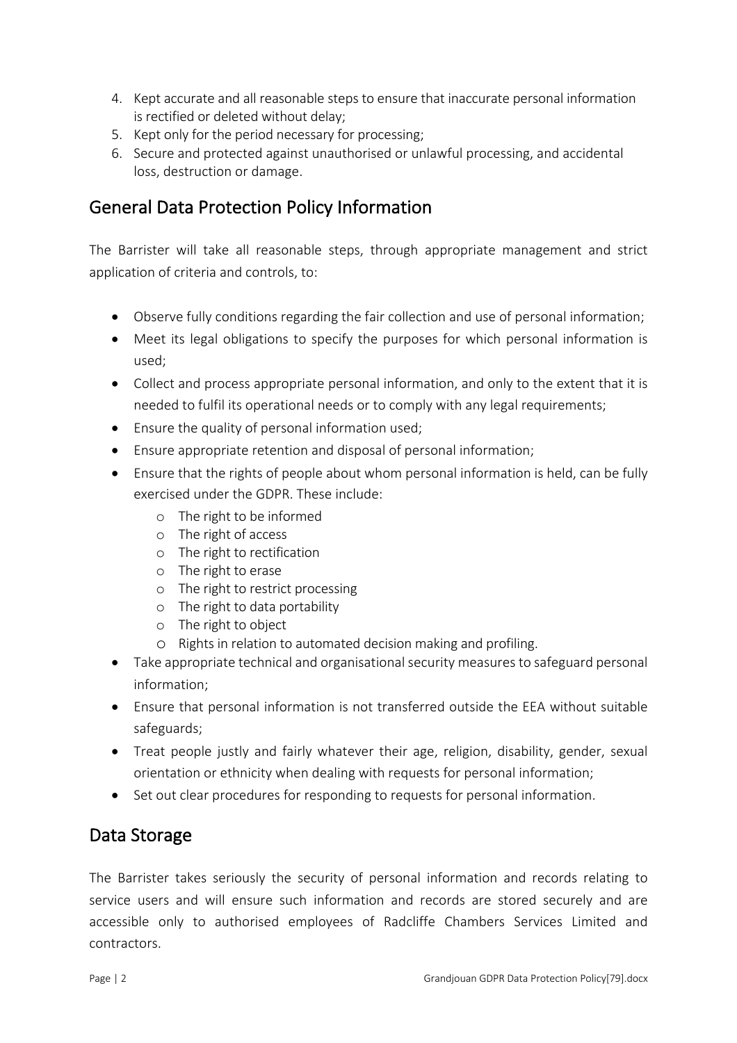4. Kept accurate and all reasonable steps to ensure that inaccurate personal information is rectified or deleted without delay;
5. Kept only for the period necessary for processing;
6. Secure and protected against unauthorised or unlawful processing, and accidental loss, destruction or damage.

## General Data Protection Policy Information

The Barrister will take all reasonable steps, through appropriate management and strict application of criteria and controls, to:

- Observe fully conditions regarding the fair collection and use of personal information;
- Meet its legal obligations to specify the purposes for which personal information is used;
- Collect and process appropriate personal information, and only to the extent that it is needed to fulfil its operational needs or to comply with any legal requirements;
- Ensure the quality of personal information used;
- Ensure appropriate retention and disposal of personal information;
- Ensure that the rights of people about whom personal information is held, can be fully exercised under the GDPR. These include:
    - The right to be informed
    - The right of access
    - The right to rectification
    - The right to erase
    - The right to restrict processing
    - The right to data portability
    - The right to object
    - Rights in relation to automated decision making and profiling.
- Take appropriate technical and organisational security measures to safeguard personal information;
- Ensure that personal information is not transferred outside the EEA without suitable safeguards;
- Treat people justly and fairly whatever their age, religion, disability, gender, sexual orientation or ethnicity when dealing with requests for personal information;
- Set out clear procedures for responding to requests for personal information.

## Data Storage

The Barrister takes seriously the security of personal information and records relating to service users and will ensure such information and records are stored securely and are accessible only to authorised employees of Radcliffe Chambers Services Limited and contractors.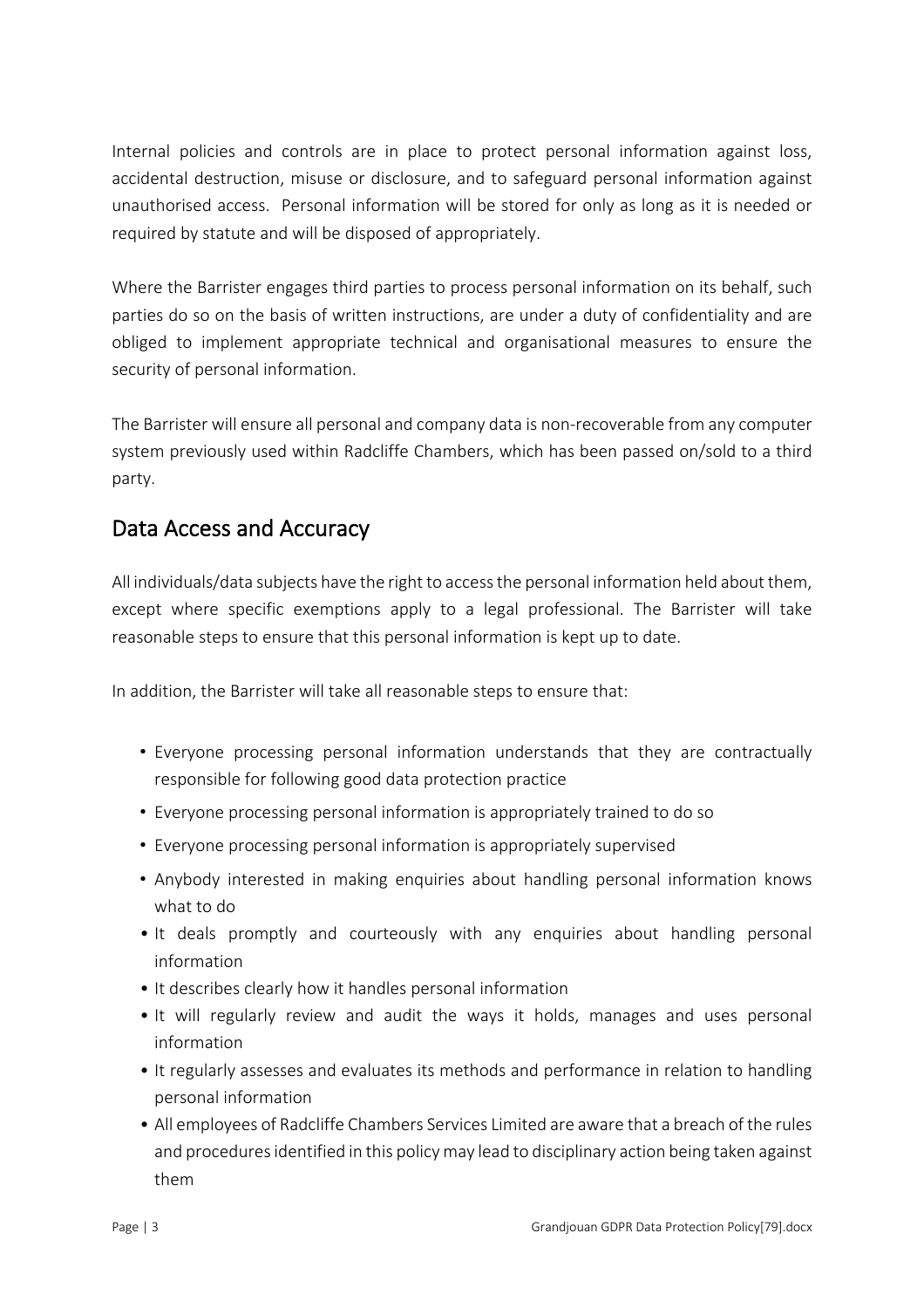Internal policies and controls are in place to protect personal information against loss, accidental destruction, misuse or disclosure, and to safeguard personal information against unauthorised access. Personal information will be stored for only as long as it is needed or required by statute and will be disposed of appropriately.

Where the Barrister engages third parties to process personal information on its behalf, such parties do so on the basis of written instructions, are under a duty of confidentiality and are obliged to implement appropriate technical and organisational measures to ensure the security of personal information.

The Barrister will ensure all personal and company data is non-recoverable from any computer system previously used within Radcliffe Chambers, which has been passed on/sold to a third party.

## Data Access and Accuracy

All individuals/data subjects have the right to access the personal information held about them, except where specific exemptions apply to a legal professional. The Barrister will take reasonable steps to ensure that this personal information is kept up to date.

In addition, the Barrister will take all reasonable steps to ensure that:

- Everyone processing personal information understands that they are contractually responsible for following good data protection practice
- Everyone processing personal information is appropriately trained to do so
- Everyone processing personal information is appropriately supervised
- Anybody interested in making enquiries about handling personal information knows what to do
- It deals promptly and courteously with any enquiries about handling personal information
- It describes clearly how it handles personal information
- It will regularly review and audit the ways it holds, manages and uses personal information
- It regularly assesses and evaluates its methods and performance in relation to handling personal information
- All employees of Radcliffe Chambers Services Limited are aware that a breach of the rules and procedures identified in this policy may lead to disciplinary action being taken against them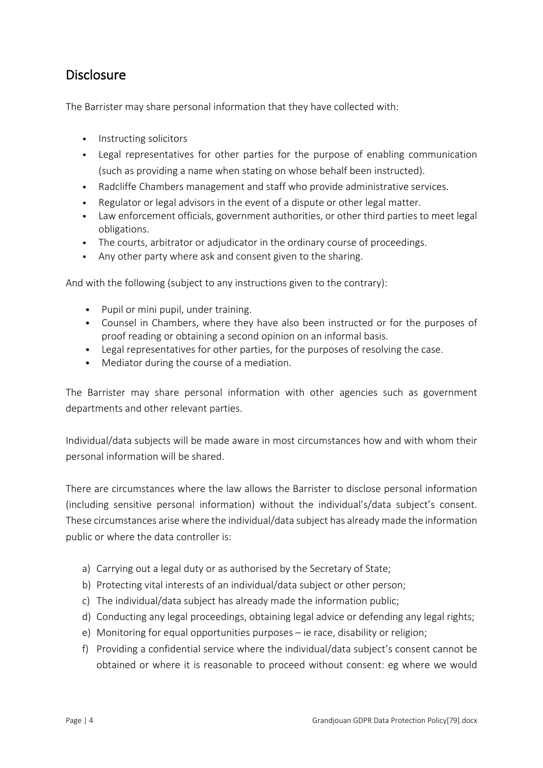## Disclosure

The Barrister may share personal information that they have collected with:

- Instructing solicitors
- Legal representatives for other parties for the purpose of enabling communication (such as providing a name when stating on whose behalf been instructed).
- Radcliffe Chambers management and staff who provide administrative services.
- Regulator or legal advisors in the event of a dispute or other legal matter.
- Law enforcement officials, government authorities, or other third parties to meet legal obligations.
- The courts, arbitrator or adjudicator in the ordinary course of proceedings.
- Any other party where ask and consent given to the sharing.

And with the following (subject to any instructions given to the contrary):

- Pupil or mini pupil, under training.
- Counsel in Chambers, where they have also been instructed or for the purposes of proof reading or obtaining a second opinion on an informal basis.
- Legal representatives for other parties, for the purposes of resolving the case.
- Mediator during the course of a mediation.

The Barrister may share personal information with other agencies such as government departments and other relevant parties.

Individual/data subjects will be made aware in most circumstances how and with whom their personal information will be shared.

There are circumstances where the law allows the Barrister to disclose personal information (including sensitive personal information) without the individual's/data subject's consent. These circumstances arise where the individual/data subject has already made the information public or where the data controller is:

a) Carrying out a legal duty or as authorised by the Secretary of State;
b) Protecting vital interests of an individual/data subject or other person;
c) The individual/data subject has already made the information public;
d) Conducting any legal proceedings, obtaining legal advice or defending any legal rights;
e) Monitoring for equal opportunities purposes – ie race, disability or religion;
f) Providing a confidential service where the individual/data subject's consent cannot be obtained or where it is reasonable to proceed without consent: eg where we would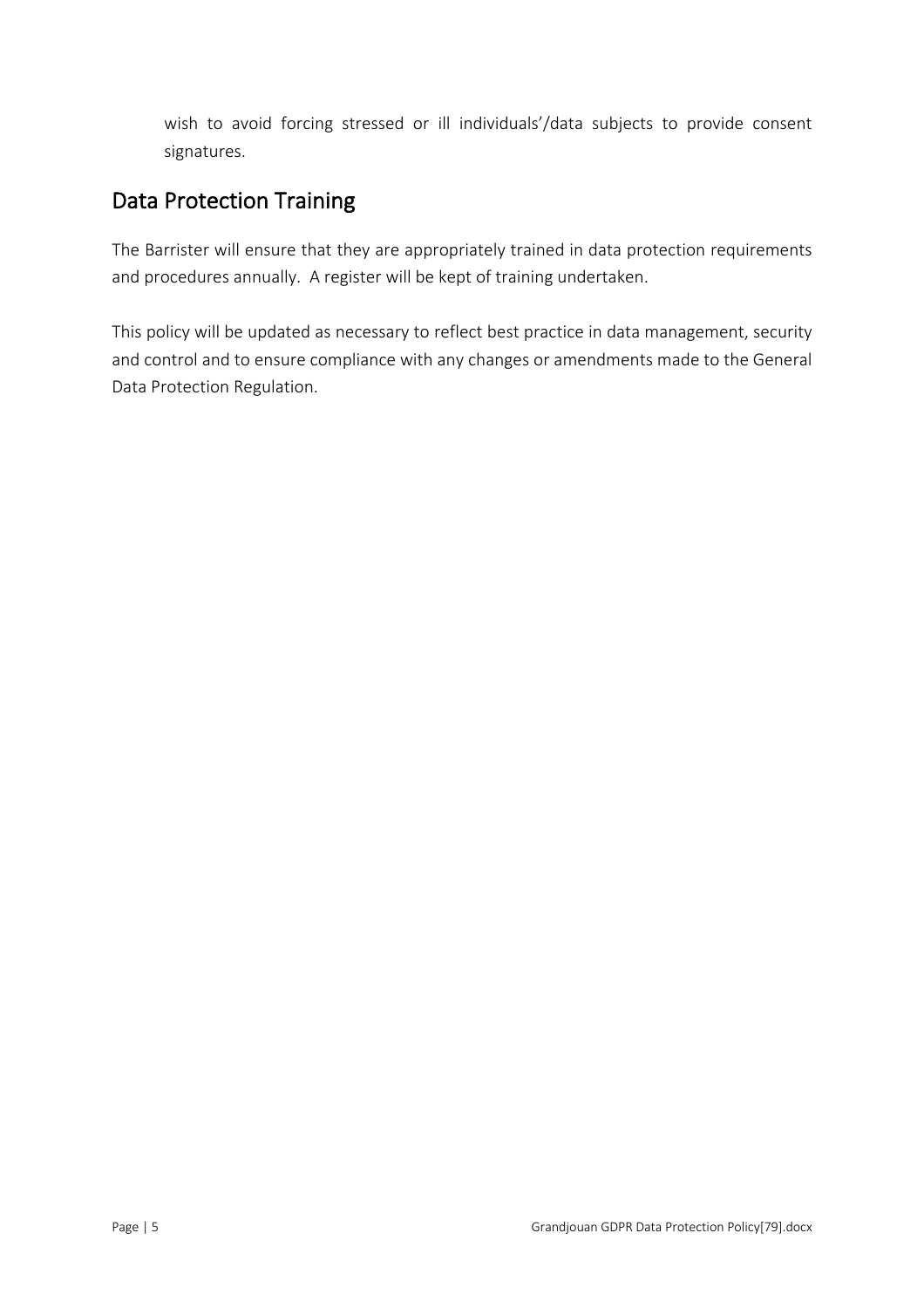wish to avoid forcing stressed or ill individuals'/data subjects to provide consent signatures.

## Data Protection Training

The Barrister will ensure that they are appropriately trained in data protection requirements and procedures annually. A register will be kept of training undertaken.

This policy will be updated as necessary to reflect best practice in data management, security and control and to ensure compliance with any changes or amendments made to the General Data Protection Regulation.